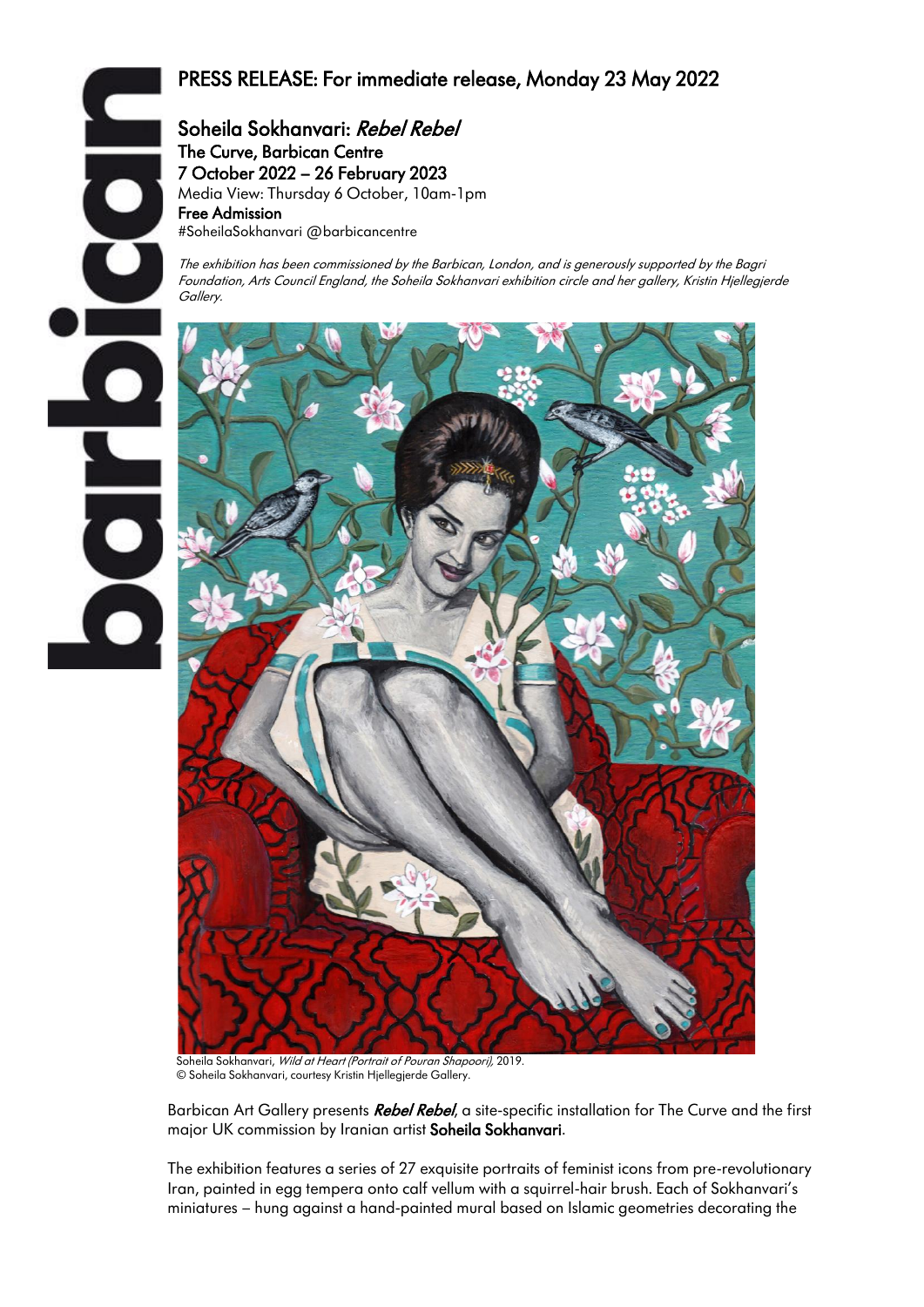# PRESS RELEASE: For immediate release, Monday 23 May 2022

## Soheila Sokhanvari: *Rebel Rebel*

**The Curve, Barbican Centre**
**7 October 2022 – 26 February 2023**
Media View: Thursday 6 October, 10am-1pm
**Free Admission**
#SoheilaSokhanvari @barbicancentre

*The exhibition has been commissioned by the Barbican, London, and is generously supported by the Bagri Foundation, Arts Council England, the Soheila Sokhanvari exhibition circle and her gallery, Kristin Hjellegjerde Gallery.*

Soheila Sokhanvari, *Wild at Heart (Portrait of Pouran Shapoori)*, 2019.
© Soheila Sokhanvari, courtesy Kristin Hjellegjerde Gallery.

Barbican Art Gallery presents ***Rebel Rebel***, a site-specific installation for The Curve and the first major UK commission by Iranian artist **Soheila Sokhanvari**.

The exhibition features a series of 27 exquisite portraits of feminist icons from pre-revolutionary Iran, painted in egg tempera onto calf vellum with a squirrel-hair brush. Each of Sokhanvari's miniatures – hung against a hand-painted mural based on Islamic geometries decorating the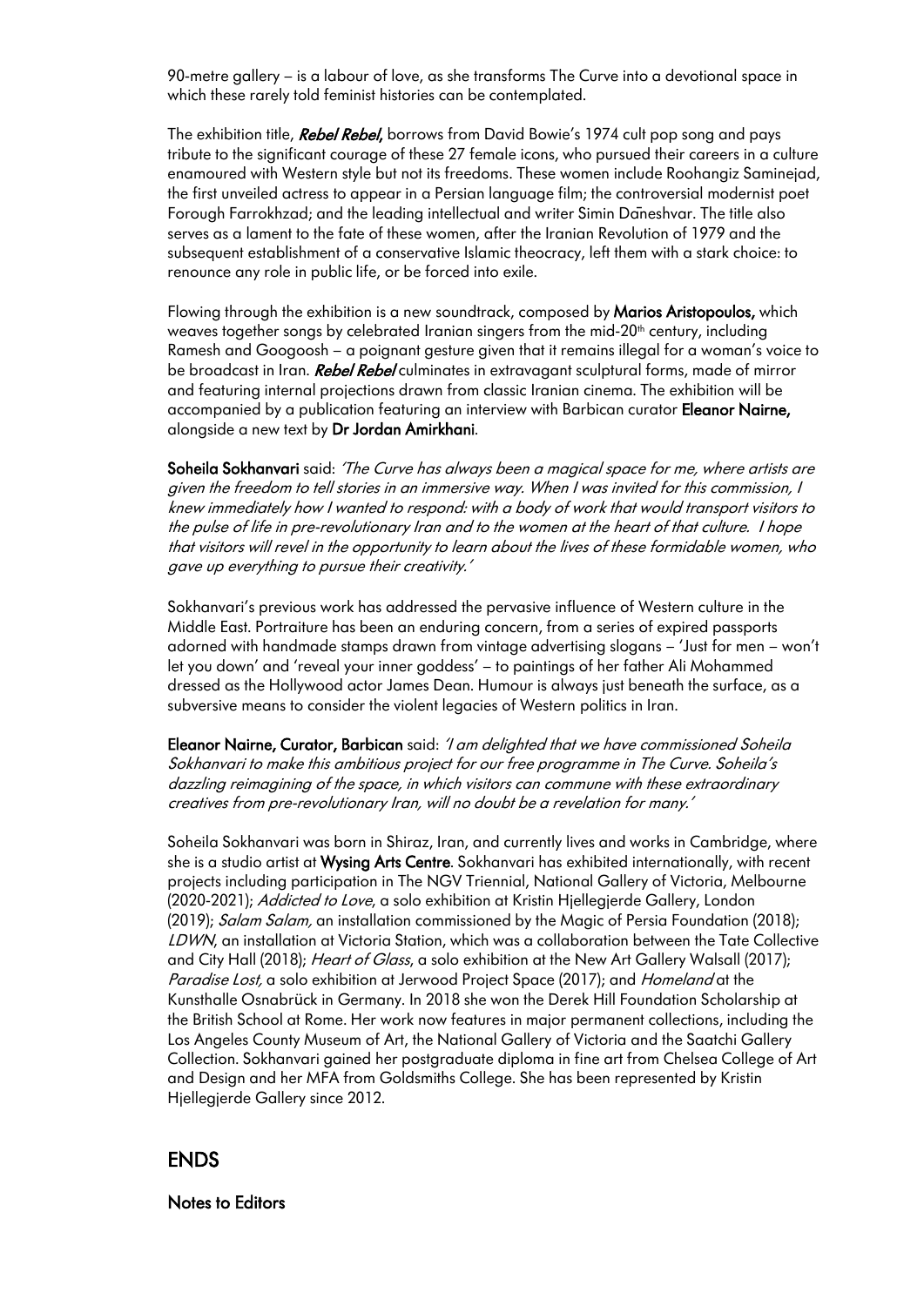90-metre gallery – is a labour of love, as she transforms The Curve into a devotional space in which these rarely told feminist histories can be contemplated.

The exhibition title, ***Rebel Rebel***, borrows from David Bowie's 1974 cult pop song and pays tribute to the significant courage of these 27 female icons, who pursued their careers in a culture enamoured with Western style but not its freedoms. These women include Roohangiz Saminejad, the first unveiled actress to appear in a Persian language film; the controversial modernist poet Forough Farrokhzad; and the leading intellectual and writer Simin Dāneshvar. The title also serves as a lament to the fate of these women, after the Iranian Revolution of 1979 and the subsequent establishment of a conservative Islamic theocracy, left them with a stark choice: to renounce any role in public life, or be forced into exile.

Flowing through the exhibition is a new soundtrack, composed by **Marios Aristopoulos,** which weaves together songs by celebrated Iranian singers from the mid-20th century, including Ramesh and Googoosh – a poignant gesture given that it remains illegal for a woman's voice to be broadcast in Iran. ***Rebel Rebel*** culminates in extravagant sculptural forms, made of mirror and featuring internal projections drawn from classic Iranian cinema. The exhibition will be accompanied by a publication featuring an interview with Barbican curator **Eleanor Nairne,** alongside a new text by **Dr Jordan Amirkhani**.

**Soheila Sokhanvari** said: *'The Curve has always been a magical space for me, where artists are given the freedom to tell stories in an immersive way. When I was invited for this commission, I knew immediately how I wanted to respond: with a body of work that would transport visitors to the pulse of life in pre-revolutionary Iran and to the women at the heart of that culture. I hope that visitors will revel in the opportunity to learn about the lives of these formidable women, who gave up everything to pursue their creativity.'*

Sokhanvari's previous work has addressed the pervasive influence of Western culture in the Middle East. Portraiture has been an enduring concern, from a series of expired passports adorned with handmade stamps drawn from vintage advertising slogans – 'Just for men – won't let you down' and 'reveal your inner goddess' – to paintings of her father Ali Mohammed dressed as the Hollywood actor James Dean. Humour is always just beneath the surface, as a subversive means to consider the violent legacies of Western politics in Iran.

**Eleanor Nairne, Curator, Barbican** said: *'I am delighted that we have commissioned Soheila Sokhanvari to make this ambitious project for our free programme in The Curve. Soheila's dazzling reimagining of the space, in which visitors can commune with these extraordinary creatives from pre-revolutionary Iran, will no doubt be a revelation for many.'*

Soheila Sokhanvari was born in Shiraz, Iran, and currently lives and works in Cambridge, where she is a studio artist at **Wysing Arts Centre**. Sokhanvari has exhibited internationally, with recent projects including participation in The NGV Triennial, National Gallery of Victoria, Melbourne (2020-2021); *Addicted to Love*, a solo exhibition at Kristin Hjellegjerde Gallery, London (2019); *Salam Salam,* an installation commissioned by the Magic of Persia Foundation (2018); *LDWN*, an installation at Victoria Station, which was a collaboration between the Tate Collective and City Hall (2018); *Heart of Glass*, a solo exhibition at the New Art Gallery Walsall (2017); *Paradise Lost,* a solo exhibition at Jerwood Project Space (2017); and *Homeland* at the Kunsthalle Osnabrück in Germany. In 2018 she won the Derek Hill Foundation Scholarship at the British School at Rome. Her work now features in major permanent collections, including the Los Angeles County Museum of Art, the National Gallery of Victoria and the Saatchi Gallery Collection. Sokhanvari gained her postgraduate diploma in fine art from Chelsea College of Art and Design and her MFA from Goldsmiths College. She has been represented by Kristin Hjellegjerde Gallery since 2012.

## ENDS

**Notes to Editors**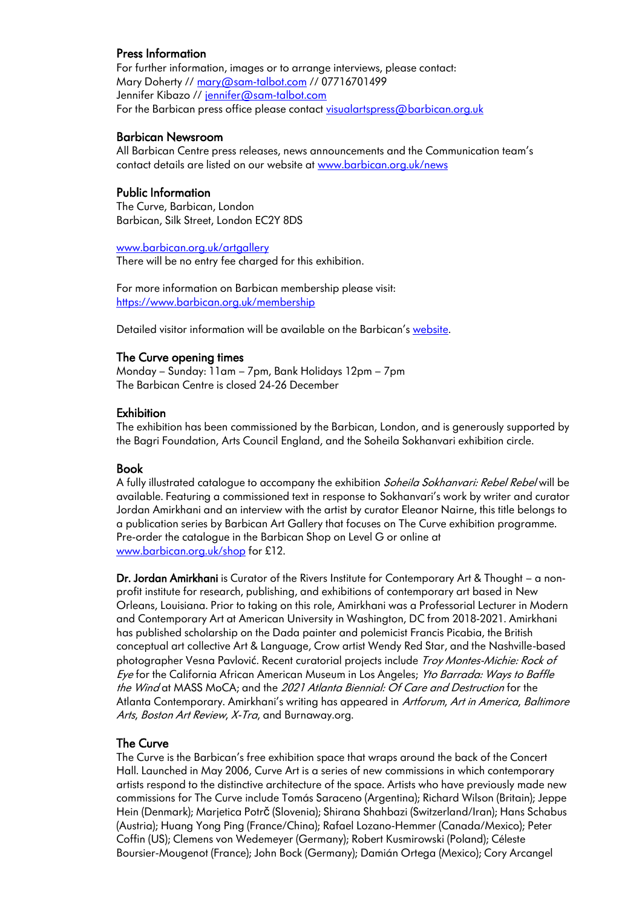### Press Information

For further information, images or to arrange interviews, please contact:
Mary Doherty // mary@sam-talbot.com // 07716701499
Jennifer Kibazo // jennifer@sam-talbot.com
For the Barbican press office please contact visualartspress@barbican.org.uk

### Barbican Newsroom

All Barbican Centre press releases, news announcements and the Communication team's contact details are listed on our website at www.barbican.org.uk/news

### Public Information

The Curve, Barbican, London
Barbican, Silk Street, London EC2Y 8DS

www.barbican.org.uk/artgallery
There will be no entry fee charged for this exhibition.

For more information on Barbican membership please visit:
https://www.barbican.org.uk/membership

Detailed visitor information will be available on the Barbican's website.

### The Curve opening times

Monday – Sunday: 11am – 7pm, Bank Holidays 12pm – 7pm
The Barbican Centre is closed 24-26 December

### Exhibition

The exhibition has been commissioned by the Barbican, London, and is generously supported by the Bagri Foundation, Arts Council England, and the Soheila Sokhanvari exhibition circle.

### Book

A fully illustrated catalogue to accompany the exhibition *Soheila Sokhanvari: Rebel Rebel* will be available. Featuring a commissioned text in response to Sokhanvari's work by writer and curator Jordan Amirkhani and an interview with the artist by curator Eleanor Nairne, this title belongs to a publication series by Barbican Art Gallery that focuses on The Curve exhibition programme. Pre-order the catalogue in the Barbican Shop on Level G or online at www.barbican.org.uk/shop for £12.

**Dr. Jordan Amirkhani** is Curator of the Rivers Institute for Contemporary Art & Thought – a non-profit institute for research, publishing, and exhibitions of contemporary art based in New Orleans, Louisiana. Prior to taking on this role, Amirkhani was a Professorial Lecturer in Modern and Contemporary Art at American University in Washington, DC from 2018-2021. Amirkhani has published scholarship on the Dada painter and polemicist Francis Picabia, the British conceptual art collective Art & Language, Crow artist Wendy Red Star, and the Nashville-based photographer Vesna Pavlović. Recent curatorial projects include *Troy Montes-Michie: Rock of Eye* for the California African American Museum in Los Angeles; *Yto Barrada: Ways to Baffle the Wind* at MASS MoCA; and the *2021 Atlanta Biennial: Of Care and Destruction* for the Atlanta Contemporary. Amirkhani's writing has appeared in *Artforum*, *Art in America*, *Baltimore Arts*, *Boston Art Review*, *X-Tra*, and Burnaway.org.

### The Curve

The Curve is the Barbican's free exhibition space that wraps around the back of the Concert Hall. Launched in May 2006, Curve Art is a series of new commissions in which contemporary artists respond to the distinctive architecture of the space. Artists who have previously made new commissions for The Curve include Tomás Saraceno (Argentina); Richard Wilson (Britain); Jeppe Hein (Denmark); Marjetica Potrč (Slovenia); Shirana Shahbazi (Switzerland/Iran); Hans Schabus (Austria); Huang Yong Ping (France/China); Rafael Lozano-Hemmer (Canada/Mexico); Peter Coffin (US); Clemens von Wedemeyer (Germany); Robert Kusmirowski (Poland); Céleste Boursier-Mougenot (France); John Bock (Germany); Damián Ortega (Mexico); Cory Arcangel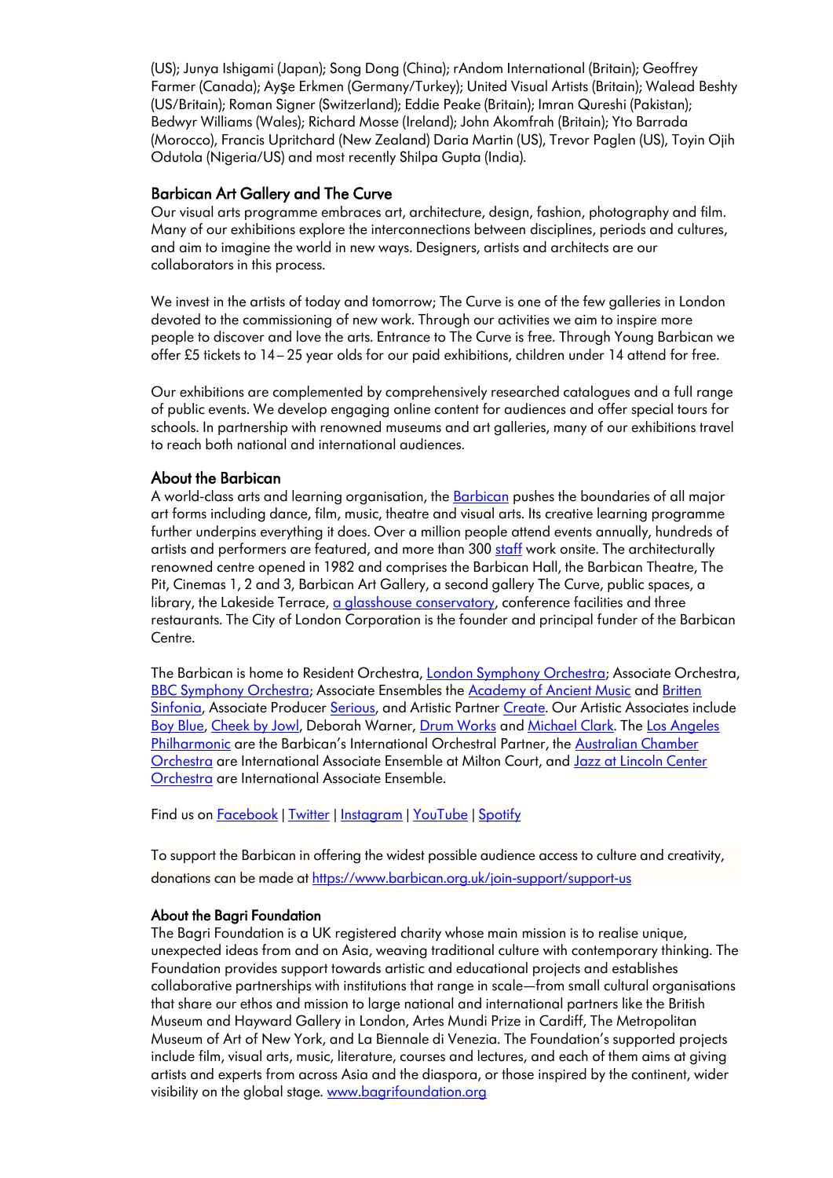(US); Junya Ishigami (Japan); Song Dong (China); rAndom International (Britain); Geoffrey Farmer (Canada); Ayşe Erkmen (Germany/Turkey); United Visual Artists (Britain); Walead Beshty (US/Britain); Roman Signer (Switzerland); Eddie Peake (Britain); Imran Qureshi (Pakistan); Bedwyr Williams (Wales); Richard Mosse (Ireland); John Akomfrah (Britain); Yto Barrada (Morocco), Francis Upritchard (New Zealand) Daria Martin (US), Trevor Paglen (US), Toyin Ojih Odutola (Nigeria/US) and most recently Shilpa Gupta (India).

## Barbican Art Gallery and The Curve

Our visual arts programme embraces art, architecture, design, fashion, photography and film. Many of our exhibitions explore the interconnections between disciplines, periods and cultures, and aim to imagine the world in new ways. Designers, artists and architects are our collaborators in this process.

We invest in the artists of today and tomorrow; The Curve is one of the few galleries in London devoted to the commissioning of new work. Through our activities we aim to inspire more people to discover and love the arts. Entrance to The Curve is free. Through Young Barbican we offer £5 tickets to 14 – 25 year olds for our paid exhibitions, children under 14 attend for free.

Our exhibitions are complemented by comprehensively researched catalogues and a full range of public events. We develop engaging online content for audiences and offer special tours for schools. In partnership with renowned museums and art galleries, many of our exhibitions travel to reach both national and international audiences.

## About the Barbican

A world-class arts and learning organisation, the Barbican pushes the boundaries of all major art forms including dance, film, music, theatre and visual arts. Its creative learning programme further underpins everything it does. Over a million people attend events annually, hundreds of artists and performers are featured, and more than 300 staff work onsite. The architecturally renowned centre opened in 1982 and comprises the Barbican Hall, the Barbican Theatre, The Pit, Cinemas 1, 2 and 3, Barbican Art Gallery, a second gallery The Curve, public spaces, a library, the Lakeside Terrace, a glasshouse conservatory, conference facilities and three restaurants. The City of London Corporation is the founder and principal funder of the Barbican Centre.

The Barbican is home to Resident Orchestra, London Symphony Orchestra; Associate Orchestra, BBC Symphony Orchestra; Associate Ensembles the Academy of Ancient Music and Britten Sinfonia, Associate Producer Serious, and Artistic Partner Create. Our Artistic Associates include Boy Blue, Cheek by Jowl, Deborah Warner, Drum Works and Michael Clark. The Los Angeles Philharmonic are the Barbican's International Orchestral Partner, the Australian Chamber Orchestra are International Associate Ensemble at Milton Court, and Jazz at Lincoln Center Orchestra are International Associate Ensemble.

Find us on Facebook | Twitter | Instagram | YouTube | Spotify

To support the Barbican in offering the widest possible audience access to culture and creativity, donations can be made at https://www.barbican.org.uk/join-support/support-us

## About the Bagri Foundation

The Bagri Foundation is a UK registered charity whose main mission is to realise unique, unexpected ideas from and on Asia, weaving traditional culture with contemporary thinking. The Foundation provides support towards artistic and educational projects and establishes collaborative partnerships with institutions that range in scale—from small cultural organisations that share our ethos and mission to large national and international partners like the British Museum and Hayward Gallery in London, Artes Mundi Prize in Cardiff, The Metropolitan Museum of Art of New York, and La Biennale di Venezia. The Foundation's supported projects include film, visual arts, music, literature, courses and lectures, and each of them aims at giving artists and experts from across Asia and the diaspora, or those inspired by the continent, wider visibility on the global stage. www.bagrifoundation.org